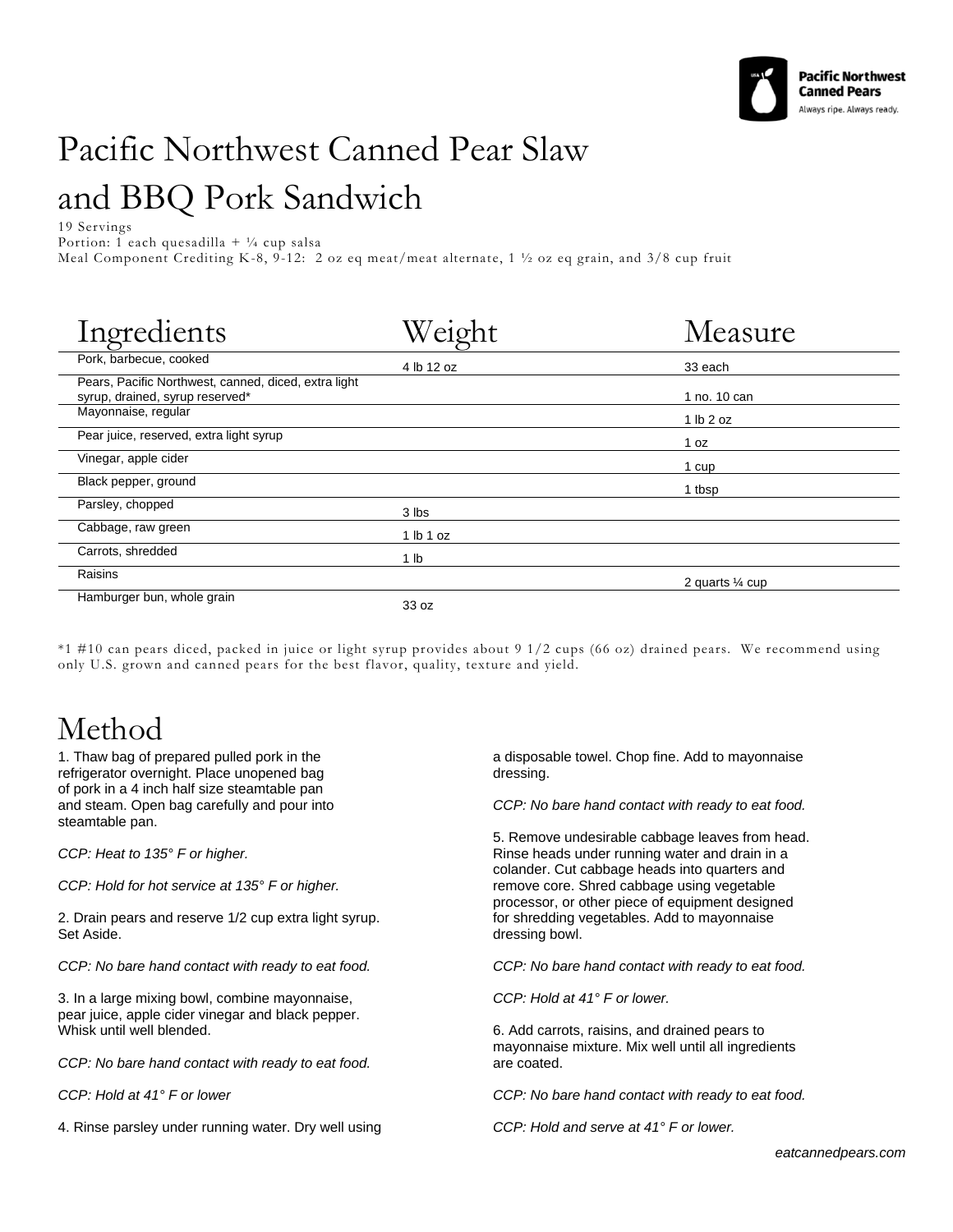# Pacific Northwest Canned Pear Slaw and BBQ Pork Sandwich

19 Servings
Portion: 1 each quesadilla + ¼ cup salsa
Meal Component Crediting K-8, 9-12: 2 oz eq meat/meat alternate, 1 ½ oz eq grain, and 3/8 cup fruit

| Ingredients | Weight | Measure |
|---|---|---|
| Pork, barbecue, cooked | 4 lb 12 oz | 33 each |
| Pears, Pacific Northwest, canned, diced, extra light syrup, drained, syrup reserved* | | 1 no. 10 can |
| Mayonnaise, regular | | 1 lb 2 oz |
| Pear juice, reserved, extra light syrup | | 1 oz |
| Vinegar, apple cider | | 1 cup |
| Black pepper, ground | | 1 tbsp |
| Parsley, chopped | 3 lbs | |
| Cabbage, raw green | 1 lb 1 oz | |
| Carrots, shredded | 1 lb | |
| Raisins | | 2 quarts ¼ cup |
| Hamburger bun, whole grain | 33 oz | |

*1 #10 can pears diced, packed in juice or light syrup provides about 9 1/2 cups (66 oz) drained pears. We recommend using only U.S. grown and canned pears for the best flavor, quality, texture and yield.

# Method

1. Thaw bag of prepared pulled pork in the refrigerator overnight. Place unopened bag of pork in a 4 inch half size steamtable pan and steam. Open bag carefully and pour into steamtable pan.

*CCP: Heat to 135° F or higher.*

*CCP: Hold for hot service at 135° F or higher.*

2. Drain pears and reserve 1/2 cup extra light syrup. Set Aside.

*CCP: No bare hand contact with ready to eat food.*

3. In a large mixing bowl, combine mayonnaise, pear juice, apple cider vinegar and black pepper. Whisk until well blended.

*CCP: No bare hand contact with ready to eat food.*

*CCP: Hold at 41° F or lower*

4. Rinse parsley under running water. Dry well using a disposable towel. Chop fine. Add to mayonnaise dressing.

*CCP: No bare hand contact with ready to eat food.*

5. Remove undesirable cabbage leaves from head. Rinse heads under running water and drain in a colander. Cut cabbage heads into quarters and remove core. Shred cabbage using vegetable processor, or other piece of equipment designed for shredding vegetables. Add to mayonnaise dressing bowl.

*CCP: No bare hand contact with ready to eat food.*

*CCP: Hold at 41° F or lower.*

6. Add carrots, raisins, and drained pears to mayonnaise mixture. Mix well until all ingredients are coated.

*CCP: No bare hand contact with ready to eat food.*

*CCP: Hold and serve at 41° F or lower.*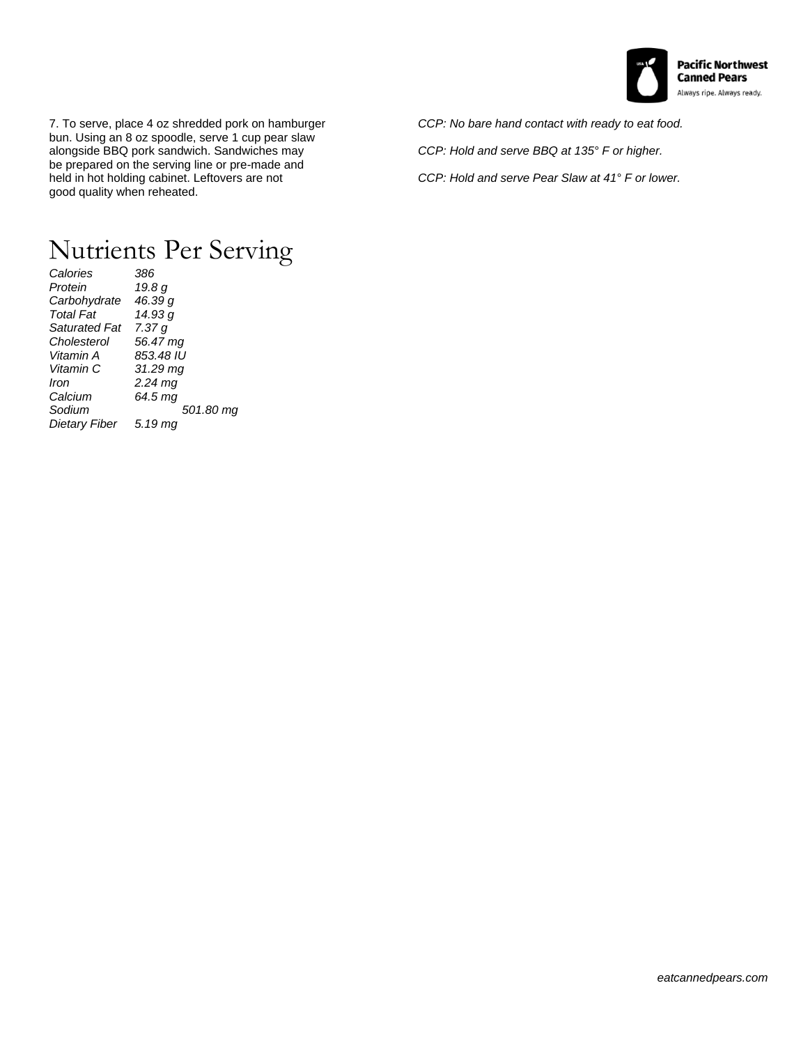7. To serve, place 4 oz shredded pork on hamburger bun. Using an 8 oz spoodle, serve 1 cup pear slaw alongside BBQ pork sandwich. Sandwiches may be prepared on the serving line or pre-made and held in hot holding cabinet. Leftovers are not good quality when reheated.

*CCP: No bare hand contact with ready to eat food.*

*CCP: Hold and serve BBQ at 135° F or higher.*

*CCP: Hold and serve Pear Slaw at 41° F or lower.*

# Nutrients Per Serving

| | |
|---|---|
| *Calories* | *386* |
| *Protein* | *19.8 g* |
| *Carbohydrate* | *46.39 g* |
| *Total Fat* | *14.93 g* |
| *Saturated Fat* | *7.37 g* |
| *Cholesterol* | *56.47 mg* |
| *Vitamin A* | *853.48 IU* |
| *Vitamin C* | *31.29 mg* |
| *Iron* | *2.24 mg* |
| *Calcium* | *64.5 mg* |
| *Sodium* | *501.80 mg* |
| *Dietary Fiber* | *5.19 mg* |